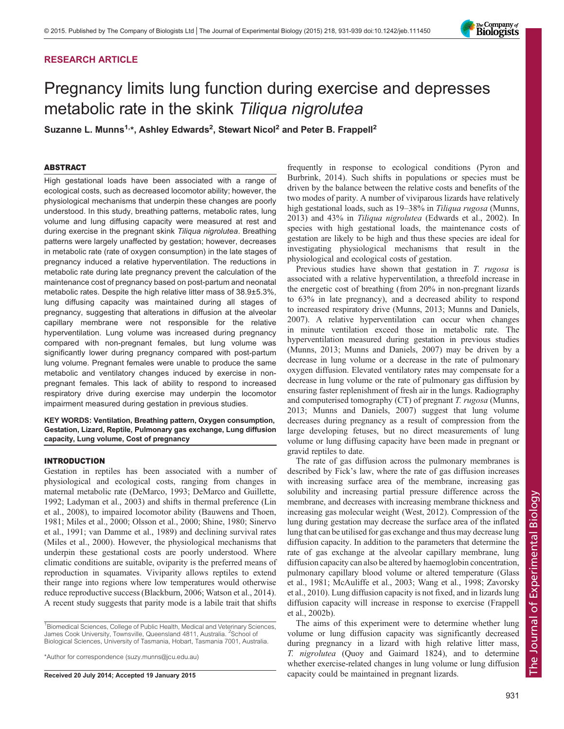## RESEARCH ARTICLE

# Pregnancy limits lung function during exercise and depresses metabolic rate in the skink *Tiliqua nigrolutea*

Suzanne L. Munns[1,*], Ashley Edwards[2], Stewart Nicol[2] and Peter B. Frappell[2]

### ABSTRACT

High gestational loads have been associated with a range of ecological costs, such as decreased locomotor ability; however, the physiological mechanisms that underpin these changes are poorly understood. In this study, breathing patterns, metabolic rates, lung volume and lung diffusing capacity were measured at rest and during exercise in the pregnant skink *Tiliqua nigrolutea*. Breathing patterns were largely unaffected by gestation; however, decreases in metabolic rate (rate of oxygen consumption) in the late stages of pregnancy induced a relative hyperventilation. The reductions in metabolic rate during late pregnancy prevent the calculation of the maintenance cost of pregnancy based on post-partum and neonatal metabolic rates. Despite the high relative litter mass of 38.9±5.3%, lung diffusing capacity was maintained during all stages of pregnancy, suggesting that alterations in diffusion at the alveolar capillary membrane were not responsible for the relative hyperventilation. Lung volume was increased during pregnancy compared with non-pregnant females, but lung volume was significantly lower during pregnancy compared with post-partum lung volume. Pregnant females were unable to produce the same metabolic and ventilatory changes induced by exercise in non-pregnant females. This lack of ability to respond to increased respiratory drive during exercise may underpin the locomotor impairment measured during gestation in previous studies.

**KEY WORDS: Ventilation, Breathing pattern, Oxygen consumption, Gestation, Lizard, Reptile, Pulmonary gas exchange, Lung diffusion capacity, Lung volume, Cost of pregnancy**

### INTRODUCTION

Gestation in reptiles has been associated with a number of physiological and ecological costs, ranging from changes in maternal metabolic rate (DeMarco, 1993; DeMarco and Guillette, 1992; Ladyman et al., 2003) and shifts in thermal preference (Lin et al., 2008), to impaired locomotor ability (Bauwens and Thoen, 1981; Miles et al., 2000; Olsson et al., 2000; Shine, 1980; Sinervo et al., 1991; van Damme et al., 1989) and declining survival rates (Miles et al., 2000). However, the physiological mechanisms that underpin these gestational costs are poorly understood. Where climatic conditions are suitable, oviparity is the preferred means of reproduction in squamates. Viviparity allows reptiles to extend their range into regions where low temperatures would otherwise reduce reproductive success (Blackburn, 2006; Watson et al., 2014). A recent study suggests that parity mode is a labile trait that shifts frequently in response to ecological conditions (Pyron and Burbrink, 2014). Such shifts in populations or species must be driven by the balance between the relative costs and benefits of the two modes of parity. A number of viviparous lizards have relatively high gestational loads, such as 19–38% in *Tiliqua rugosa* (Munns, 2013) and 43% in *Tiliqua nigrolutea* (Edwards et al., 2002). In species with high gestational loads, the maintenance costs of gestation are likely to be high and thus these species are ideal for investigating physiological mechanisms that result in the physiological and ecological costs of gestation.

Previous studies have shown that gestation in *T. rugosa* is associated with a relative hyperventilation, a threefold increase in the energetic cost of breathing (from 20% in non-pregnant lizards to 63% in late pregnancy), and a decreased ability to respond to increased respiratory drive (Munns, 2013; Munns and Daniels, 2007). A relative hyperventilation can occur when changes in minute ventilation exceed those in metabolic rate. The hyperventilation measured during gestation in previous studies (Munns, 2013; Munns and Daniels, 2007) may be driven by a decrease in lung volume or a decrease in the rate of pulmonary oxygen diffusion. Elevated ventilatory rates may compensate for a decrease in lung volume or the rate of pulmonary gas diffusion by ensuring faster replenishment of fresh air in the lungs. Radiography and computerised tomography (CT) of pregnant *T. rugosa* (Munns, 2013; Munns and Daniels, 2007) suggest that lung volume decreases during pregnancy as a result of compression from the large developing fetuses, but no direct measurements of lung volume or lung diffusing capacity have been made in pregnant or gravid reptiles to date.

The rate of gas diffusion across the pulmonary membranes is described by Fick's law, where the rate of gas diffusion increases with increasing surface area of the membrane, increasing gas solubility and increasing partial pressure difference across the membrane, and decreases with increasing membrane thickness and increasing gas molecular weight (West, 2012). Compression of the lung during gestation may decrease the surface area of the inflated lung that can be utilised for gas exchange and thus may decrease lung diffusion capacity. In addition to the parameters that determine the rate of gas exchange at the alveolar capillary membrane, lung diffusion capacity can also be altered by haemoglobin concentration, pulmonary capillary blood volume or altered temperature (Glass et al., 1981; McAuliffe et al., 2003; Wang et al., 1998; Zavorsky et al., 2010). Lung diffusion capacity is not fixed, and in lizards lung diffusion capacity will increase in response to exercise (Frappell et al., 2002b).

The aims of this experiment were to determine whether lung volume or lung diffusion capacity was significantly decreased during pregnancy in a lizard with high relative litter mass, *T. nigrolutea* (Quoy and Gaimard 1824), and to determine whether exercise-related changes in lung volume or lung diffusion capacity could be maintained in pregnant lizards.

[1]Biomedical Sciences, College of Public Health, Medical and Veterinary Sciences, James Cook University, Townsville, Queensland 4811, Australia. [2]School of Biological Sciences, University of Tasmania, Hobart, Tasmania 7001, Australia.

*Author for correspondence (suzy.munns@jcu.edu.au)

**Received 20 July 2014; Accepted 19 January 2015**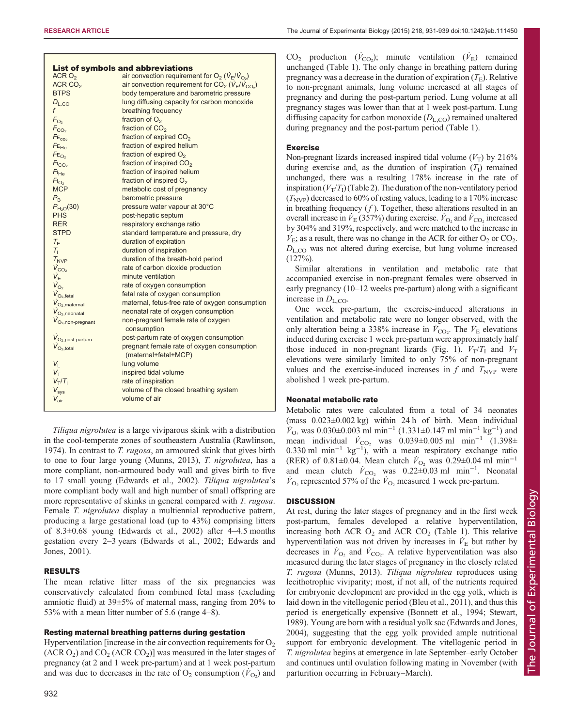**List of symbols and abbreviations**

| | |
|---|---|
| ACR $O_2$ | air convection requirement for $O_2$ ($\dot{V}_E/\dot{V}_{O_2}$) |
| ACR $CO_2$ | air convection requirement for $CO_2$ ($\dot{V}_E/\dot{V}_{CO_2}$) |
| BTPS | body temperature and barometric pressure |
| $D_{L,CO}$ | lung diffusing capacity for carbon monoxide |
| $f$ | breathing frequency |
| $F_{O_2}$ | fraction of $O_2$ |
| $F_{CO_2}$ | fraction of $CO_2$ |
| $FE_{CO_2}$ | fraction of expired $CO_2$ |
| $FE_{He}$ | fraction of expired helium |
| $FE_{O_2}$ | fraction of expired $O_2$ |
| $FI_{CO_2}$ | fraction of inspired $CO_2$ |
| $FI_{He}$ | fraction of inspired helium |
| $FI_{O_2}$ | fraction of inspired $O_2$ |
| MCP | metabolic cost of pregnancy |
| $P_B$ | barometric pressure |
| $P_{H_2O}(30)$ | pressure water vapour at 30°C |
| PHS | post-hepatic septum |
| RER | respiratory exchange ratio |
| STPD | standard temperature and pressure, dry |
| $T_E$ | duration of expiration |
| $T_I$ | duration of inspiration |
| $T_{NVP}$ | duration of the breath-hold period |
| $\dot{V}_{CO_2}$ | rate of carbon dioxide production |
| $\dot{V}_E$ | minute ventilation |
| $\dot{V}_{O_2}$ | rate of oxygen consumption |
| $\dot{V}_{O_2,fetal}$ | fetal rate of oxygen consumption |
| $\dot{V}_{O_2,maternal}$ | maternal, fetus-free rate of oxygen consumption |
| $\dot{V}_{O_2,neonatal}$ | neonatal rate of oxygen consumption |
| $\dot{V}_{O_2,non\text{-}pregnant}$ | non-pregnant female rate of oxygen consumption |
| $\dot{V}_{O_2,post\text{-}partum}$ | post-partum rate of oxygen consumption |
| $\dot{V}_{O_2,total}$ | pregnant female rate of oxygen consumption (maternal+fetal+MCP) |
| $V_L$ | lung volume |
| $V_T$ | inspired tidal volume |
| $V_T/T_I$ | rate of inspiration |
| $V_{sys}$ | volume of the closed breathing system |
| $V_{air}$ | volume of air |

*Tiliqua nigrolutea* is a large viviparous skink with a distribution in the cool-temperate zones of southeastern Australia (Rawlinson, 1974). In contrast to *T. rugosa*, an armoured skink that gives birth to one to four large young (Munns, 2013), *T. nigrolutea*, has a more compliant, non-armoured body wall and gives birth to five to 17 small young (Edwards et al., 2002). *Tiliqua nigrolutea*'s more compliant body wall and high number of small offspring are more representative of skinks in general compared with *T. rugosa*. Female *T. nigrolutea* display a multiennial reproductive pattern, producing a large gestational load (up to 43%) comprising litters of 8.3±0.68 young (Edwards et al., 2002) after 4–4.5 months gestation every 2–3 years (Edwards et al., 2002; Edwards and Jones, 2001).

## RESULTS

The mean relative litter mass of the six pregnancies was conservatively calculated from combined fetal mass (excluding amniotic fluid) at 39±5% of maternal mass, ranging from 20% to 53% with a mean litter number of 5.6 (range 4–8).

### Resting maternal breathing patterns during gestation

Hyperventilation [increase in the air convection requirements for $O_2$ (ACR $O_2$) and $CO_2$ (ACR $CO_2$)] was measured in the later stages of pregnancy (at 2 and 1 week pre-partum) and at 1 week post-partum and was due to decreases in the rate of $O_2$ consumption ($\dot{V}_{O_2}$) and $CO_2$ production ($\dot{V}_{CO_2}$); minute ventilation ($\dot{V}_E$) remained unchanged (Table 1). The only change in breathing pattern during pregnancy was a decrease in the duration of expiration ($T_E$). Relative to non-pregnant animals, lung volume increased at all stages of pregnancy and during the post-partum period. Lung volume at all pregnancy stages was lower than that at 1 week post-partum. Lung diffusing capacity for carbon monoxide ($D_{L,CO}$) remained unaltered during pregnancy and the post-partum period (Table 1).

### Exercise

Non-pregnant lizards increased inspired tidal volume ($V_T$) by 216% during exercise and, as the duration of inspiration ($T_I$) remained unchanged, there was a resulting 178% increase in the rate of inspiration ($V_T/T_I$) (Table 2). The duration of the non-ventilatory period ($T_{NVP}$) decreased to 60% of resting values, leading to a 170% increase in breathing frequency ($f$). Together, these alterations resulted in an overall increase in $\dot{V}_E$ (357%) during exercise. $\dot{V}_{O_2}$ and $\dot{V}_{CO_2}$ increased by 304% and 319%, respectively, and were matched to the increase in $\dot{V}_E$; as a result, there was no change in the ACR for either $O_2$ or $CO_2$. $D_{L,CO}$ was not altered during exercise, but lung volume increased (127%).

Similar alterations in ventilation and metabolic rate that accompanied exercise in non-pregnant females were observed in early pregnancy (10–12 weeks pre-partum) along with a significant increase in $D_{L,CO}$.

One week pre-partum, the exercise-induced alterations in ventilation and metabolic rate were no longer observed, with the only alteration being a 338% increase in $\dot{V}_{CO_2}$. The $\dot{V}_E$ elevations induced during exercise 1 week pre-partum were approximately half those induced in non-pregnant lizards (Fig. 1). $V_T/T_I$ and $V_T$ elevations were similarly limited to only 75% of non-pregnant values and the exercise-induced increases in $f$ and $T_{NVP}$ were abolished 1 week pre-partum.

### Neonatal metabolic rate

Metabolic rates were calculated from a total of 34 neonates (mass 0.023±0.002 kg) within 24 h of birth. Mean individual $\dot{V}_{O_2}$ was 0.030±0.003 ml min$^{-1}$ (1.331±0.147 ml min$^{-1}$ kg$^{-1}$) and mean individual $\dot{V}_{CO_2}$ was 0.039±0.005 ml min$^{-1}$ (1.398±0.330 ml min$^{-1}$ kg$^{-1}$), with a mean respiratory exchange ratio (RER) of 0.81±0.04. Mean clutch $\dot{V}_{O_2}$ was 0.29±0.04 ml min$^{-1}$ and mean clutch $\dot{V}_{CO_2}$ was 0.22±0.03 ml min$^{-1}$. Neonatal $\dot{V}_{O_2}$ represented 57% of the $\dot{V}_{O_2}$ measured 1 week pre-partum.

## DISCUSSION

At rest, during the later stages of pregnancy and in the first week post-partum, females developed a relative hyperventilation, increasing both ACR $O_2$ and ACR $CO_2$ (Table 1). This relative hyperventilation was not driven by increases in $\dot{V}_E$ but rather by decreases in $\dot{V}_{O_2}$ and $\dot{V}_{CO_2}$. A relative hyperventilation was also measured during the later stages of pregnancy in the closely related *T. rugosa* (Munns, 2013). *Tiliqua nigrolutea* reproduces using lecithotrophic viviparity; most, if not all, of the nutrients required for embryonic development are provided in the egg yolk, which is laid down in the vitellogenic period (Bleu et al., 2011), and thus this period is energetically expensive (Bonnett et al., 1994; Stewart, 1989). Young are born with a residual yolk sac (Edwards and Jones, 2004), suggesting that the egg yolk provided ample nutritional support for embryonic development. The vitellogenic period in *T. nigrolutea* begins at emergence in late September–early October and continues until ovulation following mating in November (with parturition occurring in February–March).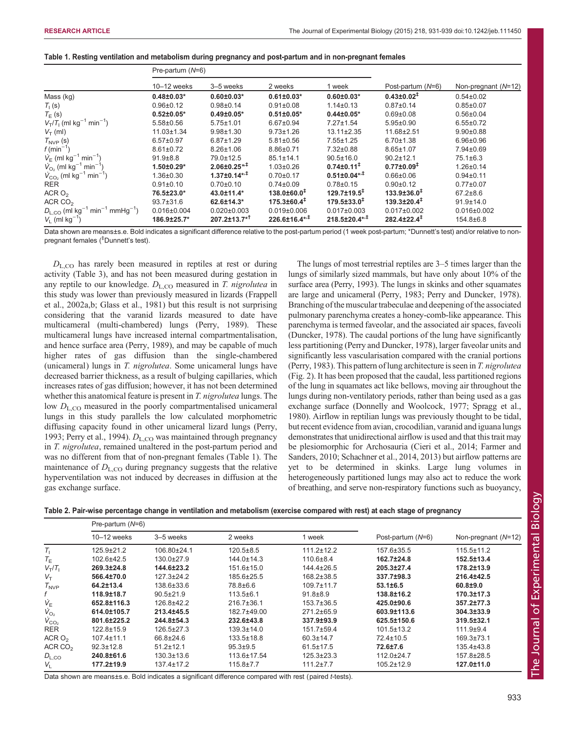**Table 1. Resting ventilation and metabolism during pregnancy and post-partum and in non-pregnant females**

| | Pre-partum (N=6) | | | | Post-partum (N=6) | Non-pregnant (N=12) |
|---|---|---|---|---|---|---|
| | 10–12 weeks | 3–5 weeks | 2 weeks | 1 week | | |
| Mass (kg) | **0.48±0.03*** | **0.60±0.03*** | **0.61±0.03*** | **0.60±0.03*** | **0.43±0.02‡** | 0.54±0.02 |
| $T_I$ (s) | 0.96±0.12 | 0.98±0.14 | 0.91±0.08 | 1.14±0.13 | 0.87±0.14 | 0.85±0.07 |
| $T_E$ (s) | **0.52±0.05*** | **0.49±0.05*** | **0.51±0.05*** | **0.44±0.05*** | 0.69±0.08 | 0.56±0.04 |
| $V_T/T_I$ (ml kg$^{-1}$ min$^{-1}$) | 5.58±0.56 | 5.75±1.01 | 6.67±0.94 | 7.27±1.54 | 5.95±0.90 | 6.55±0.72 |
| $V_T$ (ml) | 11.03±1.34 | 9.98±1.30 | 9.73±1.26 | 13.11±2.35 | 11.68±2.51 | 9.90±0.88 |
| $T_{NVP}$ (s) | 6.57±0.97 | 6.87±1.29 | 5.81±0.56 | 7.55±1.25 | 6.70±1.38 | 6.96±0.96 |
| $f$ (min$^{-1}$) | 8.61±0.72 | 8.26±1.06 | 8.86±0.71 | 7.32±0.88 | 8.65±1.07 | 7.94±0.69 |
| $\dot{V}_E$ (ml kg$^{-1}$ min$^{-1}$) | 91.9±8.8 | 79.0±12.5 | 85.1±14.1 | 90.5±16.0 | 90.2±12.1 | 75.1±6.3 |
| $\dot{V}_{O_2}$ (ml kg$^{-1}$ min$^{-1}$) | **1.50±0.29*** | **2.06±0.25*‡** | 1.03±0.26 | **0.74±0.11‡** | **0.77±0.09‡** | 1.26±0.14 |
| $\dot{V}_{CO_2}$ (ml kg$^{-1}$ min$^{-1}$) | 1.36±0.30 | **1.37±0.14*‡** | 0.70±0.17 | **0.51±0.04*‡** | 0.66±0.06 | 0.94±0.11 |
| RER | 0.91±0.10 | 0.70±0.10 | 0.74±0.09 | 0.78±0.15 | 0.90±0.12 | 0.77±0.07 |
| ACR $O_2$ | **76.5±23.0*** | **43.0±11.4*** | **138.0±60.0‡** | **129.7±19.5‡** | **133.9±36.0‡** | 67.2±8.6 |
| ACR $CO_2$ | 93.7±31.6 | **62.6±14.3*** | **175.3±60.4‡** | **179.5±33.0‡** | **139.3±20.4‡** | 91.9±14.0 |
| $D_{L,CO}$ (ml kg$^{-1}$ min$^{-1}$ mmHg$^{-1}$) | 0.016±0.004 | 0.020±0.003 | 0.019±0.006 | 0.017±0.003 | 0.017±0.002 | 0.016±0.002 |
| $V_L$ (ml kg$^{-1}$) | **186.9±25.7*** | **207.2±13.7*‡** | **226.6±16.4*‡** | **218.5±20.4*‡** | **282.4±22.4‡** | 154.8±6.8 |

Data shown are means±s.e. Bold indicates a significant difference relative to the post-partum period (1 week post-partum; *Dunnett's test) and/or relative to non-pregnant females (‡Dunnett's test).

$D_{L,CO}$ has rarely been measured in reptiles at rest or during activity (Table 3), and has not been measured during gestation in any reptile to our knowledge. $D_{L,CO}$ measured in *T. nigrolutea* in this study was lower than previously measured in lizards (Frappell et al., 2002a,b; Glass et al., 1981) but this result is not surprising considering that the varanid lizards measured to date have multicameral (multi-chambered) lungs (Perry, 1989). These multicameral lungs have increased internal compartmentalisation, and hence surface area (Perry, 1989), and may be capable of much higher rates of gas diffusion than the single-chambered (unicameral) lungs in *T. nigrolutea*. Some unicameral lungs have decreased barrier thickness, as a result of bulging capillaries, which increases rates of gas diffusion; however, it has not been determined whether this anatomical feature is present in *T. nigrolutea* lungs. The low $D_{L,CO}$ measured in the poorly compartmentalised unicameral lungs in this study parallels the low calculated morphometric diffusing capacity found in other unicameral lizard lungs (Perry, 1993; Perry et al., 1994). $D_{L,CO}$ was maintained through pregnancy in *T. nigrolutea*, remained unaltered in the post-partum period and was no different from that of non-pregnant females (Table 1). The maintenance of $D_{L,CO}$ during pregnancy suggests that the relative hyperventilation was not induced by decreases in diffusion at the gas exchange surface.

The lungs of most terrestrial reptiles are 3–5 times larger than the lungs of similarly sized mammals, but have only about 10% of the surface area (Perry, 1993). The lungs in skinks and other squamates are large and unicameral (Perry, 1983; Perry and Duncker, 1978). Branching of the muscular trabeculae and deepening of the associated pulmonary parenchyma creates a honey-comb-like appearance. This parenchyma is termed faveolar, and the associated air spaces, faveoli (Duncker, 1978). The caudal portions of the lung have significantly less partitioning (Perry and Duncker, 1978), larger faveolar units and significantly less vascularisation compared with the cranial portions (Perry, 1983). This pattern of lung architecture is seen in *T. nigrolutea* (Fig. 2). It has been proposed that the caudal, less partitioned regions of the lung in squamates act like bellows, moving air throughout the lungs during non-ventilatory periods, rather than being used as a gas exchange surface (Donnelly and Woolcock, 1977; Spragg et al., 1980). Airflow in reptilian lungs was previously thought to be tidal, but recent evidence from avian, crocodilian, varanid and iguana lungs demonstrates that unidirectional airflow is used and that this trait may be plesiomorphic for Archosauria (Cieri et al., 2014; Farmer and Sanders, 2010; Schachner et al., 2014, 2013) but airflow patterns are yet to be determined in skinks. Large lung volumes in heterogeneously partitioned lungs may also act to reduce the work of breathing, and serve non-respiratory functions such as buoyancy,

**Table 2. Pair-wise percentage change in ventilation and metabolism (exercise compared with rest) at each stage of pregnancy**

| | Pre-partum (N=6) | | | | Post-partum (N=6) | Non-pregnant (N=12) |
|---|---|---|---|---|---|---|
| | 10–12 weeks | 3–5 weeks | 2 weeks | 1 week | | |
| $T_I$ | 125.9±21.2 | 106.80±24.1 | 120.5±8.5 | 111.2±12.2 | 157.6±35.5 | 115.5±11.2 |
| $T_E$ | 102.6±42.5 | 130.0±27.9 | 144.0±14.3 | 110.6±8.4 | **162.7±24.8** | **152.5±13.4** |
| $V_T/T_I$ | **269.3±24.8** | **144.6±23.2** | 151.6±15.0 | 144.4±26.5 | **205.3±27.4** | **178.2±13.9** |
| $V_T$ | **566.4±70.0** | 127.3±24.2 | 185.6±25.5 | 168.2±38.5 | **337.7±98.3** | **216.4±42.5** |
| $T_{NVP}$ | **64.2±13.4** | 138.6±33.6 | 78.8±6.6 | 109.7±11.7 | **53.1±6.5** | **60.8±9.0** |
| $f$ | **118.9±18.7** | 90.5±21.9 | 113.5±6.1 | 91.8±8.9 | **138.8±16.2** | **170.3±17.3** |
| $\dot{V}_E$ | **652.8±116.3** | 126.8±42.2 | 216.7±36.1 | 153.7±36.5 | **425.0±90.6** | **357.2±77.3** |
| $\dot{V}_{O_2}$ | **614.0±105.7** | **213.4±45.5** | 182.7±49.00 | 271.2±65.9 | **603.9±113.6** | **304.3±33.9** |
| $\dot{V}_{CO_2}$ | **801.6±225.2** | **244.8±54.3** | **232.6±43.8** | **337.9±93.9** | **625.5±150.6** | **319.5±32.1** |
| RER | 122.8±15.9 | 126.5±27.3 | 139.3±14.0 | 151.7±59.4 | 101.5±13.2 | 111.9±9.4 |
| ACR $O_2$ | 107.4±11.1 | 66.8±24.6 | 133.5±18.8 | 60.3±14.7 | 72.4±10.5 | 169.3±73.1 |
| ACR $CO_2$ | 92.3±12.8 | 51.2±12.1 | 95.3±9.5 | 61.5±17.5 | **72.6±7.6** | 135.4±43.8 |
| $D_{L,CO}$ | **240.8±61.6** | 130.3±13.6 | 113.6±17.54 | 125.3±23.3 | 112.0±24.7 | 157.8±28.5 |
| $V_L$ | **177.2±19.9** | 137.4±17.2 | 115.8±7.7 | 111.2±7.7 | 105.2±12.9 | **127.0±11.0** |

Data shown are means±s.e. Bold indicates a significant difference compared with rest (paired *t*-tests).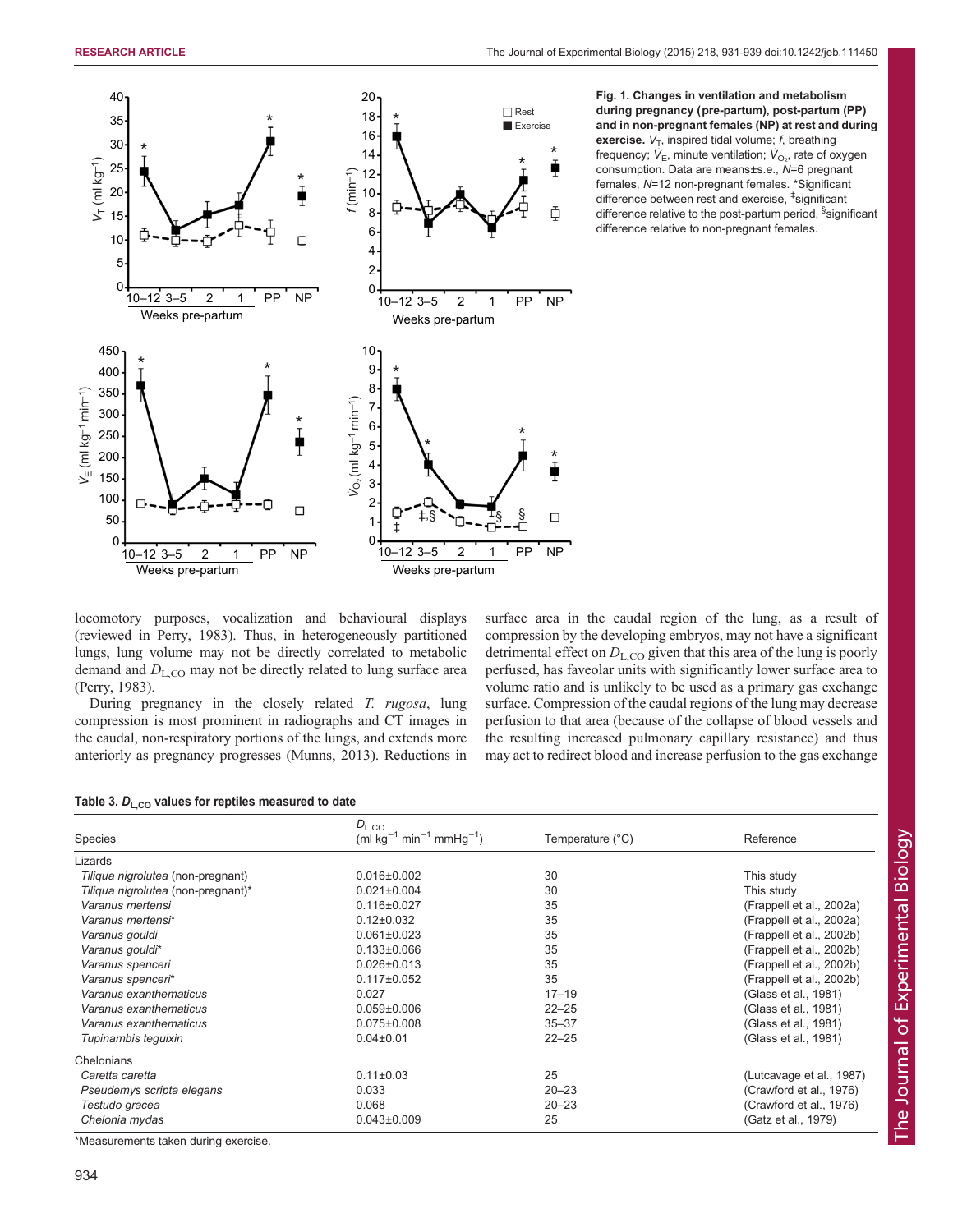**Fig. 1. Changes in ventilation and metabolism during pregnancy (pre-partum), post-partum (PP) and in non-pregnant females (NP) at rest and during exercise.** $V_T$, inspired tidal volume; *f*, breathing frequency; $\dot{V}_E$, minute ventilation; $\dot{V}_{O_2}$, rate of oxygen consumption. Data are means±s.e., *N*=6 pregnant females, *N*=12 non-pregnant females. *Significant difference between rest and exercise, ‡significant difference relative to the post-partum period, §significant difference relative to non-pregnant females.

locomotory purposes, vocalization and behavioural displays (reviewed in Perry, 1983). Thus, in heterogeneously partitioned lungs, lung volume may not be directly correlated to metabolic demand and $D_{L,CO}$ may not be directly related to lung surface area (Perry, 1983).

During pregnancy in the closely related *T. rugosa*, lung compression is most prominent in radiographs and CT images in the caudal, non-respiratory portions of the lungs, and extends more anteriorly as pregnancy progresses (Munns, 2013). Reductions in surface area in the caudal region of the lung, as a result of compression by the developing embryos, may not have a significant detrimental effect on $D_{L,CO}$ given that this area of the lung is poorly perfused, has faveolar units with significantly lower surface area to volume ratio and is unlikely to be used as a primary gas exchange surface. Compression of the caudal regions of the lung may decrease perfusion to that area (because of the collapse of blood vessels and the resulting increased pulmonary capillary resistance) and thus may act to redirect blood and increase perfusion to the gas exchange

**Table 3. $D_{L,CO}$ values for reptiles measured to date**

| Species | $D_{L,CO}$ (ml kg$^{-1}$ min$^{-1}$ mmHg$^{-1}$) | Temperature (°C) | Reference |
|---|---|---|---|
| Lizards | | | |
| *Tiliqua nigrolutea* (non-pregnant) | 0.016±0.002 | 30 | This study |
| *Tiliqua nigrolutea* (non-pregnant)* | 0.021±0.004 | 30 | This study |
| *Varanus mertensi* | 0.116±0.027 | 35 | (Frappell et al., 2002a) |
| *Varanus mertensi** | 0.12±0.032 | 35 | (Frappell et al., 2002a) |
| *Varanus gouldi* | 0.061±0.023 | 35 | (Frappell et al., 2002b) |
| *Varanus gouldi** | 0.133±0.066 | 35 | (Frappell et al., 2002b) |
| *Varanus spenceri* | 0.026±0.013 | 35 | (Frappell et al., 2002b) |
| *Varanus spenceri** | 0.117±0.052 | 35 | (Frappell et al., 2002b) |
| *Varanus exanthematicus* | 0.027 | 17–19 | (Glass et al., 1981) |
| *Varanus exanthematicus* | 0.059±0.006 | 22–25 | (Glass et al., 1981) |
| *Varanus exanthematicus* | 0.075±0.008 | 35–37 | (Glass et al., 1981) |
| *Tupinambis teguixin* | 0.04±0.01 | 22–25 | (Glass et al., 1981) |
| Chelonians | | | |
| *Caretta caretta* | 0.11±0.03 | 25 | (Lutcavage et al., 1987) |
| *Pseudemys scripta elegans* | 0.033 | 20–23 | (Crawford et al., 1976) |
| *Testudo gracea* | 0.068 | 20–23 | (Crawford et al., 1976) |
| *Chelonia mydas* | 0.043±0.009 | 25 | (Gatz et al., 1979) |

*Measurements taken during exercise.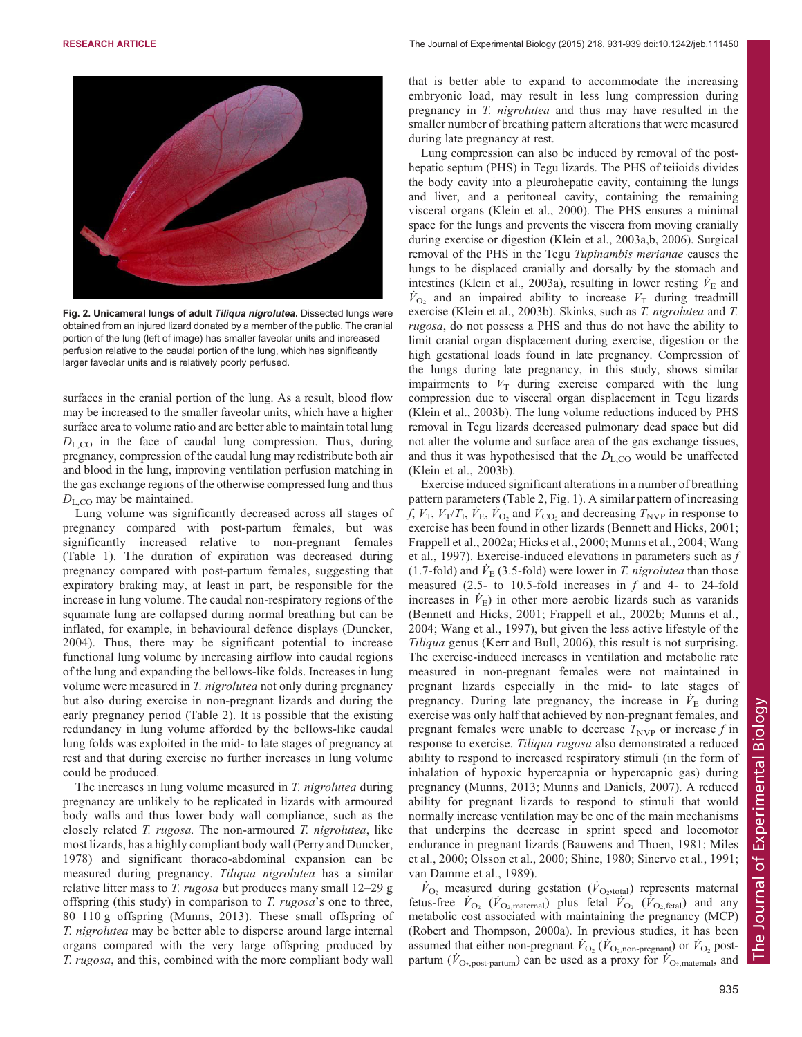**Fig. 2. Unicameral lungs of adult *Tiliqua nigrolutea*.** Dissected lungs were obtained from an injured lizard donated by a member of the public. The cranial portion of the lung (left of image) has smaller faveolar units and increased perfusion relative to the caudal portion of the lung, which has significantly larger faveolar units and is relatively poorly perfused.

surfaces in the cranial portion of the lung. As a result, blood flow may be increased to the smaller faveolar units, which have a higher surface area to volume ratio and are better able to maintain total lung $D_{L,CO}$ in the face of caudal lung compression. Thus, during pregnancy, compression of the caudal lung may redistribute both air and blood in the lung, improving ventilation perfusion matching in the gas exchange regions of the otherwise compressed lung and thus $D_{L,CO}$ may be maintained.

Lung volume was significantly decreased across all stages of pregnancy compared with post-partum females, but was significantly increased relative to non-pregnant females (Table 1). The duration of expiration was decreased during pregnancy compared with post-partum females, suggesting that expiratory braking may, at least in part, be responsible for the increase in lung volume. The caudal non-respiratory regions of the squamate lung are collapsed during normal breathing but can be inflated, for example, in behavioural defence displays (Duncker, 2004). Thus, there may be significant potential to increase functional lung volume by increasing airflow into caudal regions of the lung and expanding the bellows-like folds. Increases in lung volume were measured in *T. nigrolutea* not only during pregnancy but also during exercise in non-pregnant lizards and during the early pregnancy period (Table 2). It is possible that the existing redundancy in lung volume afforded by the bellows-like caudal lung folds was exploited in the mid- to late stages of pregnancy at rest and that during exercise no further increases in lung volume could be produced.

The increases in lung volume measured in *T. nigrolutea* during pregnancy are unlikely to be replicated in lizards with armoured body walls and thus lower body wall compliance, such as the closely related *T. rugosa*. The non-armoured *T. nigrolutea*, like most lizards, has a highly compliant body wall (Perry and Duncker, 1978) and significant thoraco-abdominal expansion can be measured during pregnancy. *Tiliqua nigrolutea* has a similar relative litter mass to *T. rugosa* but produces many small 12–29 g offspring (this study) in comparison to *T. rugosa*'s one to three, 80–110 g offspring (Munns, 2013). These small offspring of *T. nigrolutea* may be better able to disperse around large internal organs compared with the very large offspring produced by *T. rugosa*, and this, combined with the more compliant body wall that is better able to expand to accommodate the increasing embryonic load, may result in less lung compression during pregnancy in *T. nigrolutea* and thus may have resulted in the smaller number of breathing pattern alterations that were measured during late pregnancy at rest.

Lung compression can also be induced by removal of the post-hepatic septum (PHS) in Tegu lizards. The PHS of teiioids divides the body cavity into a pleurohepatic cavity, containing the lungs and liver, and a peritoneal cavity, containing the remaining visceral organs (Klein et al., 2000). The PHS ensures a minimal space for the lungs and prevents the viscera from moving cranially during exercise or digestion (Klein et al., 2003a,b, 2006). Surgical removal of the PHS in the Tegu *Tupinambis merianae* causes the lungs to be displaced cranially and dorsally by the stomach and intestines (Klein et al., 2003a), resulting in lower resting $\dot{V}_E$ and $\dot{V}_{O_2}$ and an impaired ability to increase $V_T$ during treadmill exercise (Klein et al., 2003b). Skinks, such as *T. nigrolutea* and *T. rugosa*, do not possess a PHS and thus do not have the ability to limit cranial organ displacement during exercise, digestion or the high gestational loads found in late pregnancy. Compression of the lungs during late pregnancy, in this study, shows similar impairments to $V_T$ during exercise compared with the lung compression due to visceral organ displacement in Tegu lizards (Klein et al., 2003b). The lung volume reductions induced by PHS removal in Tegu lizards decreased pulmonary dead space but did not alter the volume and surface area of the gas exchange tissues, and thus it was hypothesised that the $D_{L,CO}$ would be unaffected (Klein et al., 2003b).

Exercise induced significant alterations in a number of breathing pattern parameters (Table 2, Fig. 1). A similar pattern of increasing $f$, $V_T$, $V_T/T_I$, $\dot{V}_E$, $\dot{V}_{O_2}$ and $\dot{V}_{CO_2}$ and decreasing $T_{NVP}$ in response to exercise has been found in other lizards (Bennett and Hicks, 2001; Frappell et al., 2002a; Hicks et al., 2000; Munns et al., 2004; Wang et al., 1997). Exercise-induced elevations in parameters such as $f$ (1.7-fold) and $\dot{V}_E$ (3.5-fold) were lower in *T. nigrolutea* than those measured (2.5- to 10.5-fold increases in $f$ and 4- to 24-fold increases in $\dot{V}_E$) in other more aerobic lizards such as varanids (Bennett and Hicks, 2001; Frappell et al., 2002b; Munns et al., 2004; Wang et al., 1997), but given the less active lifestyle of the *Tiliqua* genus (Kerr and Bull, 2006), this result is not surprising. The exercise-induced increases in ventilation and metabolic rate measured in non-pregnant females were not maintained in pregnant lizards especially in the mid- to late stages of pregnancy. During late pregnancy, the increase in $\dot{V}_E$ during exercise was only half that achieved by non-pregnant females, and pregnant females were unable to decrease $T_{NVP}$ or increase $f$ in response to exercise. *Tiliqua rugosa* also demonstrated a reduced ability to respond to increased respiratory stimuli (in the form of inhalation of hypoxic hypercapnia or hypercapnic gas) during pregnancy (Munns, 2013; Munns and Daniels, 2007). A reduced ability for pregnant lizards to respond to stimuli that would normally increase ventilation may be one of the main mechanisms that underpins the decrease in sprint speed and locomotor endurance in pregnant lizards (Bauwens and Thoen, 1981; Miles et al., 2000; Olsson et al., 2000; Shine, 1980; Sinervo et al., 1991; van Damme et al., 1989).

$\dot{V}_{O_2}$ measured during gestation ($\dot{V}_{O_2,total}$) represents maternal fetus-free $\dot{V}_{O_2}$ ($\dot{V}_{O_2,maternal}$) plus fetal $\dot{V}_{O_2}$ ($\dot{V}_{O_2,fetal}$) and any metabolic cost associated with maintaining the pregnancy (MCP) (Robert and Thompson, 2000a). In previous studies, it has been assumed that either non-pregnant $\dot{V}_{O_2}$ ($\dot{V}_{O_2,non\text{-}pregnant}$) or $\dot{V}_{O_2}$ post-partum ($\dot{V}_{O_2,post\text{-}partum}$) can be used as a proxy for $\dot{V}_{O_2,maternal}$, and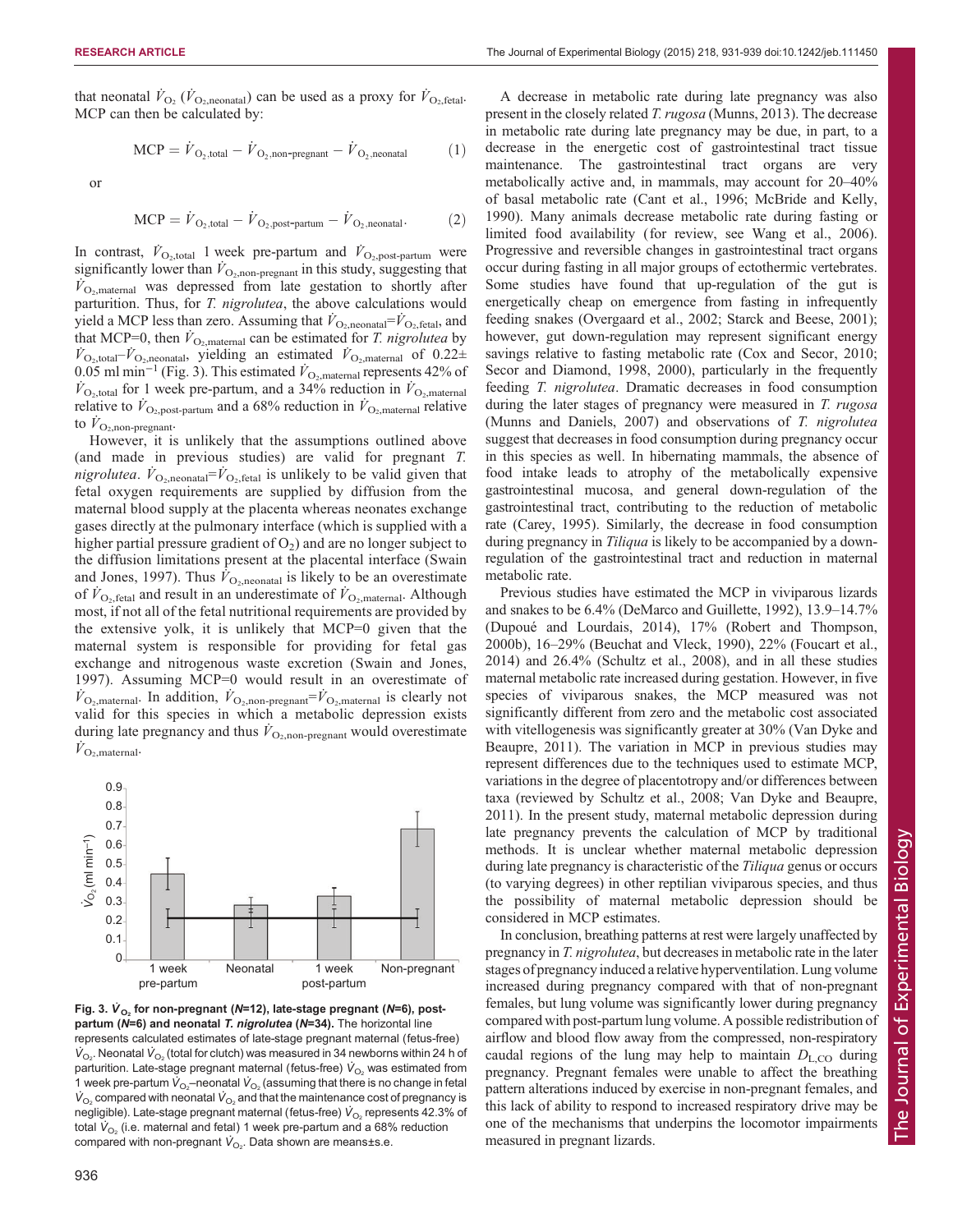that neonatal $\dot{V}_{O_2}$ ($\dot{V}_{O_2,neonatal}$) can be used as a proxy for $\dot{V}_{O_2,fetal}$. MCP can then be calculated by:

$$\mathrm{MCP} = \dot{V}_{O_2,total} - \dot{V}_{O_2,non\text{-}pregnant} - \dot{V}_{O_2,neonatal} \quad (1)$$

or

$$\mathrm{MCP} = \dot{V}_{O_2,total} - \dot{V}_{O_2,post\text{-}partum} - \dot{V}_{O_2,neonatal}. \quad (2)$$

In contrast, $\dot{V}_{O_2,total}$ 1 week pre-partum and $\dot{V}_{O_2,post\text{-}partum}$ were significantly lower than $\dot{V}_{O_2,non\text{-}pregnant}$ in this study, suggesting that $\dot{V}_{O_2,maternal}$ was depressed from late gestation to shortly after parturition. Thus, for *T. nigrolutea*, the above calculations would yield a MCP less than zero. Assuming that $\dot{V}_{O_2,neonatal}$=$\dot{V}_{O_2,fetal}$, and that MCP=0, then $\dot{V}_{O_2,maternal}$ can be estimated for *T. nigrolutea* by $\dot{V}_{O_2,total}$–$\dot{V}_{O_2,neonatal}$, yielding an estimated $\dot{V}_{O_2,maternal}$ of 0.22±0.05 ml min$^{-1}$ (Fig. 3). This estimated $\dot{V}_{O_2,maternal}$ represents 42% of $\dot{V}_{O_2,total}$ for 1 week pre-partum, and a 34% reduction in $\dot{V}_{O_2,maternal}$ relative to $\dot{V}_{O_2,post\text{-}partum}$ and a 68% reduction in $\dot{V}_{O_2,maternal}$ relative to $\dot{V}_{O_2,non\text{-}pregnant}$.

However, it is unlikely that the assumptions outlined above (and made in previous studies) are valid for pregnant *T. nigrolutea*. $\dot{V}_{O_2,neonatal}$=$\dot{V}_{O_2,fetal}$ is unlikely to be valid given that fetal oxygen requirements are supplied by diffusion from the maternal blood supply at the placenta whereas neonates exchange gases directly at the pulmonary interface (which is supplied with a higher partial pressure gradient of $O_2$) and are no longer subject to the diffusion limitations present at the placental interface (Swain and Jones, 1997). Thus $\dot{V}_{O_2,neonatal}$ is likely to be an overestimate of $\dot{V}_{O_2,fetal}$ and result in an underestimate of $\dot{V}_{O_2,maternal}$. Although most, if not all of the fetal nutritional requirements are provided by the extensive yolk, it is unlikely that MCP=0 given that the maternal system is responsible for providing for fetal gas exchange and nitrogenous waste excretion (Swain and Jones, 1997). Assuming MCP=0 would result in an overestimate of $\dot{V}_{O_2,maternal}$. In addition, $\dot{V}_{O_2,non\text{-}pregnant}$=$\dot{V}_{O_2,maternal}$ is clearly not valid for this species in which a metabolic depression exists during late pregnancy and thus $\dot{V}_{O_2,non\text{-}pregnant}$ would overestimate $\dot{V}_{O_2,maternal}$.

**Fig. 3. $\dot{V}_{O_2}$ for non-pregnant (*N*=12), late-stage pregnant (*N*=6), post-partum (*N*=6) and neonatal *T. nigrolutea* (*N*=34).** The horizontal line represents calculated estimates of late-stage pregnant maternal (fetus-free) $\dot{V}_{O_2}$. Neonatal $\dot{V}_{O_2}$ (total for clutch) was measured in 34 newborns within 24 h of parturition. Late-stage pregnant maternal (fetus-free) $\dot{V}_{O_2}$ was estimated from 1 week pre-partum $\dot{V}_{O_2}$–neonatal $\dot{V}_{O_2}$ (assuming that there is no change in fetal $\dot{V}_{O_2}$ compared with neonatal $\dot{V}_{O_2}$ and that the maintenance cost of pregnancy is negligible). Late-stage pregnant maternal (fetus-free) $\dot{V}_{O_2}$ represents 42.3% of total $\dot{V}_{O_2}$ (i.e. maternal and fetal) 1 week pre-partum and a 68% reduction compared with non-pregnant $\dot{V}_{O_2}$. Data shown are means±s.e.

A decrease in metabolic rate during late pregnancy was also present in the closely related *T. rugosa* (Munns, 2013). The decrease in metabolic rate during late pregnancy may be due, in part, to a decrease in the energetic cost of gastrointestinal tract tissue maintenance. The gastrointestinal tract organs are very metabolically active and, in mammals, may account for 20–40% of basal metabolic rate (Cant et al., 1996; McBride and Kelly, 1990). Many animals decrease metabolic rate during fasting or limited food availability (for review, see Wang et al., 2006). Progressive and reversible changes in gastrointestinal tract organs occur during fasting in all major groups of ectothermic vertebrates. Some studies have found that up-regulation of the gut is energetically cheap on emergence from fasting in infrequently feeding snakes (Overgaard et al., 2002; Starck and Beese, 2001); however, gut down-regulation may represent significant energy savings relative to fasting metabolic rate (Cox and Secor, 2010; Secor and Diamond, 1998, 2000), particularly in the frequently feeding *T. nigrolutea*. Dramatic decreases in food consumption during the later stages of pregnancy were measured in *T. rugosa* (Munns and Daniels, 2007) and observations of *T. nigrolutea* suggest that decreases in food consumption during pregnancy occur in this species as well. In hibernating mammals, the absence of food intake leads to atrophy of the metabolically expensive gastrointestinal mucosa, and general down-regulation of the gastrointestinal tract, contributing to the reduction of metabolic rate (Carey, 1995). Similarly, the decrease in food consumption during pregnancy in *Tiliqua* is likely to be accompanied by a down-regulation of the gastrointestinal tract and reduction in maternal metabolic rate.

Previous studies have estimated the MCP in viviparous lizards and snakes to be 6.4% (DeMarco and Guillette, 1992), 13.9–14.7% (Dupoué and Lourdais, 2014), 17% (Robert and Thompson, 2000b), 16–29% (Beuchat and Vleck, 1990), 22% (Foucart et al., 2014) and 26.4% (Schultz et al., 2008), and in all these studies maternal metabolic rate increased during gestation. However, in five species of viviparous snakes, the MCP measured was not significantly different from zero and the metabolic cost associated with vitellogenesis was significantly greater at 30% (Van Dyke and Beaupre, 2011). The variation in MCP in previous studies may represent differences due to the techniques used to estimate MCP, variations in the degree of placentotropy and/or differences between taxa (reviewed by Schultz et al., 2008; Van Dyke and Beaupre, 2011). In the present study, maternal metabolic depression during late pregnancy prevents the calculation of MCP by traditional methods. It is unclear whether maternal metabolic depression during late pregnancy is characteristic of the *Tiliqua* genus or occurs (to varying degrees) in other reptilian viviparous species, and thus the possibility of maternal metabolic depression should be considered in MCP estimates.

In conclusion, breathing patterns at rest were largely unaffected by pregnancy in *T. nigrolutea*, but decreases in metabolic rate in the later stages of pregnancy induced a relative hyperventilation. Lung volume increased during pregnancy compared with that of non-pregnant females, but lung volume was significantly lower during pregnancy compared with post-partum lung volume. A possible redistribution of airflow and blood flow away from the compressed, non-respiratory caudal regions of the lung may help to maintain $D_{L,CO}$ during pregnancy. Pregnant females were unable to affect the breathing pattern alterations induced by exercise in non-pregnant females, and this lack of ability to respond to increased respiratory drive may be one of the mechanisms that underpins the locomotor impairments measured in pregnant lizards.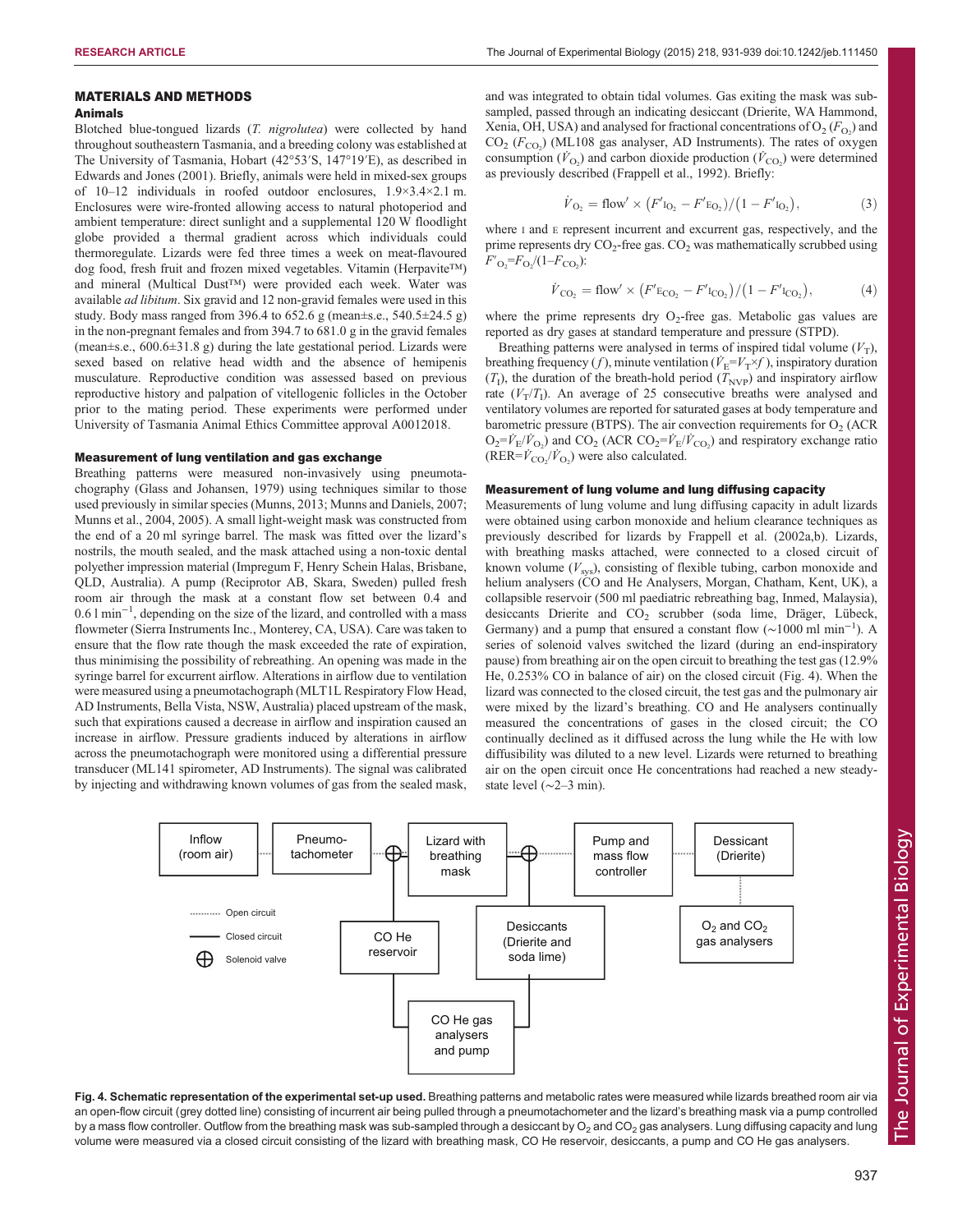## MATERIALS AND METHODS

### Animals

Blotched blue-tongued lizards (*T. nigrolutea*) were collected by hand throughout southeastern Tasmania, and a breeding colony was established at The University of Tasmania, Hobart (42°53′S, 147°19′E), as described in Edwards and Jones (2001). Briefly, animals were held in mixed-sex groups of 10–12 individuals in roofed outdoor enclosures, 1.9×3.4×2.1 m. Enclosures were wire-fronted allowing access to natural photoperiod and ambient temperature: direct sunlight and a supplemental 120 W floodlight globe provided a thermal gradient across which individuals could thermoregulate. Lizards were fed three times a week on meat-flavoured dog food, fresh fruit and frozen mixed vegetables. Vitamin (Herpavite™) and mineral (Multical Dust™) were provided each week. Water was available *ad libitum*. Six gravid and 12 non-gravid females were used in this study. Body mass ranged from 396.4 to 652.6 g (mean±s.e., 540.5±24.5 g) in the non-pregnant females and from 394.7 to 681.0 g in the gravid females (mean±s.e., 600.6±31.8 g) during the late gestational period. Lizards were sexed based on relative head width and the absence of hemipenis musculature. Reproductive condition was assessed based on previous reproductive history and palpation of vitellogenic follicles in the October prior to the mating period. These experiments were performed under University of Tasmania Animal Ethics Committee approval A0012018.

### Measurement of lung ventilation and gas exchange

Breathing patterns were measured non-invasively using pneumotachography (Glass and Johansen, 1979) using techniques similar to those used previously in similar species (Munns, 2013; Munns and Daniels, 2007; Munns et al., 2004, 2005). A small light-weight mask was constructed from the end of a 20 ml syringe barrel. The mask was fitted over the lizard's nostrils, the mouth sealed, and the mask attached using a non-toxic dental polyether impression material (Impregum F, Henry Schein Halas, Brisbane, QLD, Australia). A pump (Reciprotor AB, Skara, Sweden) pulled fresh room air through the mask at a constant flow set between 0.4 and 0.6 l min$^{-1}$, depending on the size of the lizard, and controlled with a mass flowmeter (Sierra Instruments Inc., Monterey, CA, USA). Care was taken to ensure that the flow rate though the mask exceeded the rate of expiration, thus minimising the possibility of rebreathing. An opening was made in the syringe barrel for excurrent airflow. Alterations in airflow due to ventilation were measured using a pneumotachograph (MLT1L Respiratory Flow Head, AD Instruments, Bella Vista, NSW, Australia) placed upstream of the mask, such that expirations caused a decrease in airflow and inspiration caused an increase in airflow. Pressure gradients induced by alterations in airflow across the pneumotachograph were monitored using a differential pressure transducer (ML141 spirometer, AD Instruments). The signal was calibrated by injecting and withdrawing known volumes of gas from the sealed mask, and was integrated to obtain tidal volumes. Gas exiting the mask was sub-sampled, passed through an indicating desiccant (Drierite, WA Hammond, Xenia, OH, USA) and analysed for fractional concentrations of $O_2$ ($F_{O_2}$) and $CO_2$ ($F_{CO_2}$) (ML108 gas analyser, AD Instruments). The rates of oxygen consumption ($\dot{V}_{O_2}$) and carbon dioxide production ($\dot{V}_{CO_2}$) were determined as previously described (Frappell et al., 1992). Briefly:

$$\dot{V}_{O_2} = \text{flow}' \times \left(F'_{I_{O_2}} - F'_{E_{O_2}}\right) / \left(1 - F'_{I_{O_2}}\right), \tag{3}$$

where I and E represent incurrent and excurrent gas, respectively, and the prime represents dry $CO_2$-free gas. $CO_2$ was mathematically scrubbed using $F'_{O_2}=F_{O_2}/(1-F_{CO_2})$:

$$\dot{V}_{CO_2} = \text{flow}' \times \left(F'_{E_{CO_2}} - F'_{I_{CO_2}}\right) / \left(1 - F'_{I_{CO_2}}\right), \tag{4}$$

where the prime represents dry $O_2$-free gas. Metabolic gas values are reported as dry gases at standard temperature and pressure (STPD).

Breathing patterns were analysed in terms of inspired tidal volume ($V_T$), breathing frequency ($f$), minute ventilation ($\dot{V}_E=V_T \times f$), inspiratory duration ($T_I$), the duration of the breath-hold period ($T_{NVP}$) and inspiratory airflow rate ($V_T/T_I$). An average of 25 consecutive breaths were analysed and ventilatory volumes are reported for saturated gases at body temperature and barometric pressure (BTPS). The air convection requirements for $O_2$ (ACR $O_2=\dot{V}_E/\dot{V}_{O_2}$) and $CO_2$ (ACR $CO_2=\dot{V}_E/\dot{V}_{CO_2}$) and respiratory exchange ratio ($RER=\dot{V}_{CO_2}/\dot{V}_{O_2}$) were also calculated.

### Measurement of lung volume and lung diffusing capacity

Measurements of lung volume and lung diffusing capacity in adult lizards were obtained using carbon monoxide and helium clearance techniques as previously described for lizards by Frappell et al. (2002a,b). Lizards, with breathing masks attached, were connected to a closed circuit of known volume ($V_{sys}$), consisting of flexible tubing, carbon monoxide and helium analysers (CO and He Analysers, Morgan, Chatham, Kent, UK), a collapsible reservoir (500 ml paediatric rebreathing bag, Inmed, Malaysia), desiccants Drierite and $CO_2$ scrubber (soda lime, Dräger, Lübeck, Germany) and a pump that ensured a constant flow (~1000 ml min$^{-1}$). A series of solenoid valves switched the lizard (during an end-inspiratory pause) from breathing air on the open circuit to breathing the test gas (12.9% He, 0.253% CO in balance of air) on the closed circuit (Fig. 4). When the lizard was connected to the closed circuit, the test gas and the pulmonary air were mixed by the lizard's breathing. CO and He analysers continually measured the concentrations of gases in the closed circuit; the CO continually declined as it diffused across the lung while the He with low diffusibility was diluted to a new level. Lizards were returned to breathing air on the open circuit once He concentrations had reached a new steady-state level (~2–3 min).

**Fig. 4. Schematic representation of the experimental set-up used.** Breathing patterns and metabolic rates were measured while lizards breathed room air via an open-flow circuit (grey dotted line) consisting of incurrent air being pulled through a pneumotachometer and the lizard's breathing mask via a pump controlled by a mass flow controller. Outflow from the breathing mask was sub-sampled through a desiccant by $O_2$ and $CO_2$ gas analysers. Lung diffusing capacity and lung volume were measured via a closed circuit consisting of the lizard with breathing mask, CO He reservoir, desiccants, a pump and CO He gas analysers.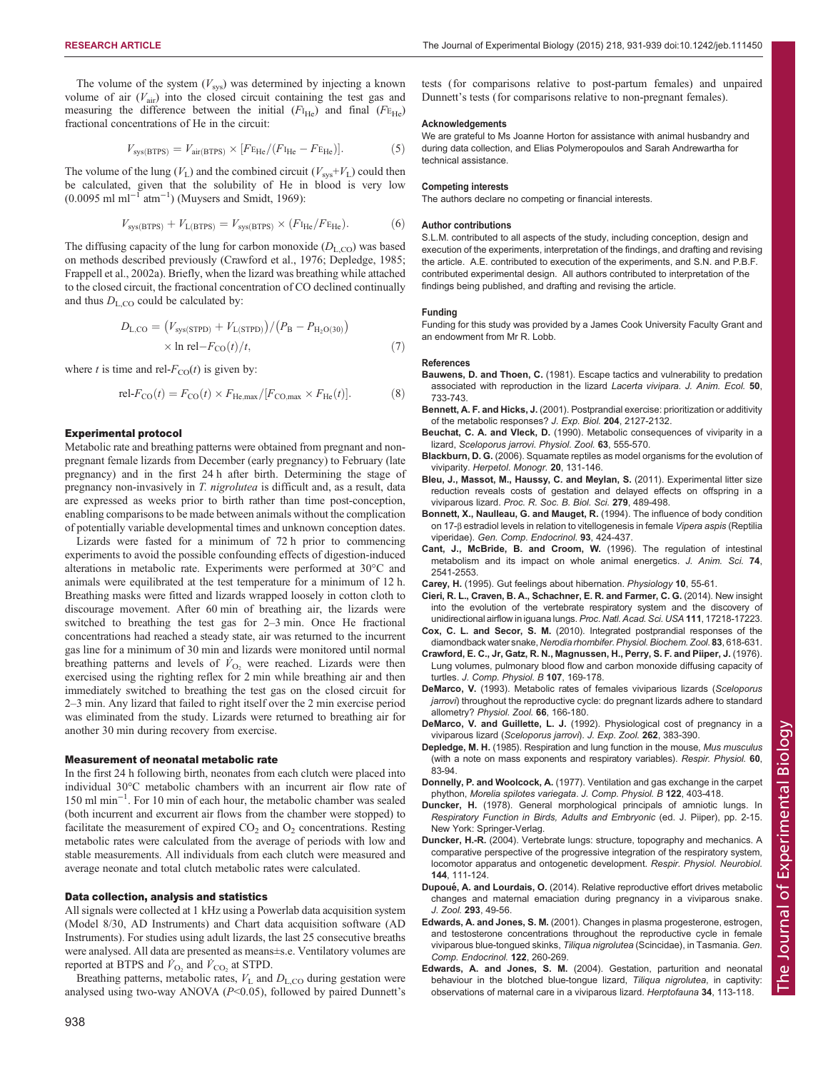The volume of the system ($V_{sys}$) was determined by injecting a known volume of air ($V_{air}$) into the closed circuit containing the test gas and measuring the difference between the initial ($F\text{I}_{He}$) and final ($F\text{E}_{He}$) fractional concentrations of He in the circuit:

$$V_{sys(BTPS)} = V_{air(BTPS)} \times [F\text{E}_{He}/(F\text{I}_{He} - F\text{E}_{He})]. \quad (5)$$

The volume of the lung ($V_L$) and the combined circuit ($V_{sys}$+$V_L$) could then be calculated, given that the solubility of He in blood is very low (0.0095 ml ml$^{-1}$ atm$^{-1}$) (Muysers and Smidt, 1969):

$$V_{sys(BTPS)} + V_{L(BTPS)} = V_{sys(BTPS)} \times (F\text{I}_{He}/F\text{E}_{He}). \quad (6)$$

The diffusing capacity of the lung for carbon monoxide ($D_{L,CO}$) was based on methods described previously (Crawford et al., 1976; Depledge, 1985; Frappell et al., 2002a). Briefly, when the lizard was breathing while attached to the closed circuit, the fractional concentration of CO declined continually and thus $D_{L,CO}$ could be calculated by:

$$D_{L,CO} = \left(V_{sys(STPD)} + V_{L(STPD)}\right)/\left(P_B - P_{H_2O(30)}\right) \times \ln \text{rel-}F_{CO}(t)/t, \quad (7)$$

where $t$ is time and rel-$F_{CO}(t)$ is given by:

$$\text{rel-}F_{CO}(t) = F_{CO}(t) \times F_{He,max}/[F_{CO,max} \times F_{He}(t)]. \quad (8)$$

### Experimental protocol

Metabolic rate and breathing patterns were obtained from pregnant and non-pregnant female lizards from December (early pregnancy) to February (late pregnancy) and in the first 24 h after birth. Determining the stage of pregnancy non-invasively in *T. nigrolutea* is difficult and, as a result, data are expressed as weeks prior to birth rather than time post-conception, enabling comparisons to be made between animals without the complication of potentially variable developmental times and unknown conception dates.

Lizards were fasted for a minimum of 72 h prior to commencing experiments to avoid the possible confounding effects of digestion-induced alterations in metabolic rate. Experiments were performed at 30°C and animals were equilibrated at the test temperature for a minimum of 12 h. Breathing masks were fitted and lizards wrapped loosely in cotton cloth to discourage movement. After 60 min of breathing air, the lizards were switched to breathing the test gas for 2–3 min. Once He fractional concentrations had reached a steady state, air was returned to the incurrent gas line for a minimum of 30 min and lizards were monitored until normal breathing patterns and levels of $\dot{V}_{O_2}$ were reached. Lizards were then exercised using the righting reflex for 2 min while breathing air and then immediately switched to breathing the test gas on the closed circuit for 2–3 min. Any lizard that failed to right itself over the 2 min exercise period was eliminated from the study. Lizards were returned to breathing air for another 30 min during recovery from exercise.

### Measurement of neonatal metabolic rate

In the first 24 h following birth, neonates from each clutch were placed into individual 30°C metabolic chambers with an incurrent air flow rate of 150 ml min$^{-1}$. For 10 min of each hour, the metabolic chamber was sealed (both incurrent and excurrent air flows from the chamber were stopped) to facilitate the measurement of expired $CO_2$ and $O_2$ concentrations. Resting metabolic rates were calculated from the average of periods with low and stable measurements. All individuals from each clutch were measured and average neonate and total clutch metabolic rates were calculated.

### Data collection, analysis and statistics

All signals were collected at 1 kHz using a Powerlab data acquisition system (Model 8/30, AD Instruments) and Chart data acquisition software (AD Instruments). For studies using adult lizards, the last 25 consecutive breaths were analysed. All data are presented as means±s.e. Ventilatory volumes are reported at BTPS and $\dot{V}_{O_2}$ and $\dot{V}_{CO_2}$ at STPD.

Breathing patterns, metabolic rates, $V_L$ and $D_{L,CO}$ during gestation were analysed using two-way ANOVA ($P$<0.05), followed by paired Dunnett's tests (for comparisons relative to post-partum females) and unpaired Dunnett's tests (for comparisons relative to non-pregnant females).

#### Acknowledgements

We are grateful to Ms Joanne Horton for assistance with animal husbandry and during data collection, and Elias Polymeropoulos and Sarah Andrewartha for technical assistance.

#### Competing interests

The authors declare no competing or financial interests.

#### Author contributions

S.L.M. contributed to all aspects of the study, including conception, design and execution of the experiments, interpretation of the findings, and drafting and revising the article. A.E. contributed to execution of the experiments, and S.N. and P.B.F. contributed experimental design. All authors contributed to interpretation of the findings being published, and drafting and revising the article.

#### Funding

Funding for this study was provided by a James Cook University Faculty Grant and an endowment from Mr R. Lobb.

#### References

**Bauwens, D. and Thoen, C.** (1981). Escape tactics and vulnerability to predation associated with reproduction in the lizard *Lacerta vivipara*. *J. Anim. Ecol.* **50**, 733-743.

**Bennett, A. F. and Hicks, J.** (2001). Postprandial exercise: prioritization or additivity of the metabolic responses? *J. Exp. Biol.* **204**, 2127-2132.

**Beuchat, C. A. and Vleck, D.** (1990). Metabolic consequences of viviparity in a lizard, *Sceloporus jarrovi*. *Physiol. Zool.* **63**, 555-570.

**Blackburn, D. G.** (2006). Squamate reptiles as model organisms for the evolution of viviparity. *Herpetol. Monogr.* **20**, 131-146.

**Bleu, J., Massot, M., Haussy, C. and Meylan, S.** (2011). Experimental litter size reduction reveals costs of gestation and delayed effects on offspring in a viviparous lizard. *Proc. R. Soc. B. Biol. Sci.* **279**, 489-498.

**Bonnett, X., Naulleau, G. and Mauget, R.** (1994). The influence of body condition on 17-β estradiol levels in relation to vitellogenesis in female *Vipera aspis* (Reptilia viperidae). *Gen. Comp. Endocrinol.* **93**, 424-437.

**Cant, J., McBride, B. and Croom, W.** (1996). The regulation of intestinal metabolism and its impact on whole animal energetics. *J. Anim. Sci.* **74**, 2541-2553.

**Carey, H.** (1995). Gut feelings about hibernation. *Physiology* **10**, 55-61.

**Cieri, R. L., Craven, B. A., Schachner, E. R. and Farmer, C. G.** (2014). New insight into the evolution of the vertebrate respiratory system and the discovery of unidirectional airflow in iguana lungs. *Proc. Natl. Acad. Sci. USA* **111**, 17218-17223.

**Cox, C. L. and Secor, S. M.** (2010). Integrated postprandial responses of the diamondback water snake, *Nerodia rhombifer*. *Physiol. Biochem. Zool.* **83**, 618-631.

**Crawford, E. C., Jr, Gatz, R. N., Magnussen, H., Perry, S. F. and Piiper, J.** (1976). Lung volumes, pulmonary blood flow and carbon monoxide diffusing capacity of turtles. *J. Comp. Physiol. B* **107**, 169-178.

**DeMarco, V.** (1993). Metabolic rates of females viviparious lizards (*Sceloporus jarrovi*) throughout the reproductive cycle: do pregnant lizards adhere to standard allometry? *Physiol. Zool.* **66**, 166-180.

**DeMarco, V. and Guillette, L. J.** (1992). Physiological cost of pregnancy in a viviparous lizard (*Sceloporus jarrovi*). *J. Exp. Zool.* **262**, 383-390.

**Depledge, M. H.** (1985). Respiration and lung function in the mouse, *Mus musculus* (with a note on mass exponents and respiratory variables). *Respir. Physiol.* **60**, 83-94.

**Donnelly, P. and Woolcock, A.** (1977). Ventilation and gas exchange in the carpet python, *Morelia spilotes variegata*. *J. Comp. Physiol. B* **122**, 403-418.

**Duncker, H.** (1978). General morphological principals of amniotic lungs. In *Respiratory Function in Birds, Adults and Embryonic* (ed. J. Piiper), pp. 2-15. New York: Springer-Verlag.

**Duncker, H.-R.** (2004). Vertebrate lungs: structure, topography and mechanics. A comparative perspective of the progressive integration of the respiratory system, locomotor apparatus and ontogenetic development. *Respir. Physiol. Neurobiol.* **144**, 111-124.

**Dupoué, A. and Lourdais, O.** (2014). Relative reproductive effort drives metabolic changes and maternal emaciation during pregnancy in a viviparous snake. *J. Zool.* **293**, 49-56.

**Edwards, A. and Jones, S. M.** (2001). Changes in plasma progesterone, estrogen, and testosterone concentrations throughout the reproductive cycle in female viviparous blue-tongued skinks, *Tiliqua nigrolutea* (Scincidae), in Tasmania. *Gen. Comp. Endocrinol.* **122**, 260-269.

**Edwards, A. and Jones, S. M.** (2004). Gestation, parturition and neonatal behaviour in the blotched blue-tongue lizard, *Tiliqua nigrolutea*, in captivity: observations of maternal care in a viviparous lizard. *Herptofauna* **34**, 113-118.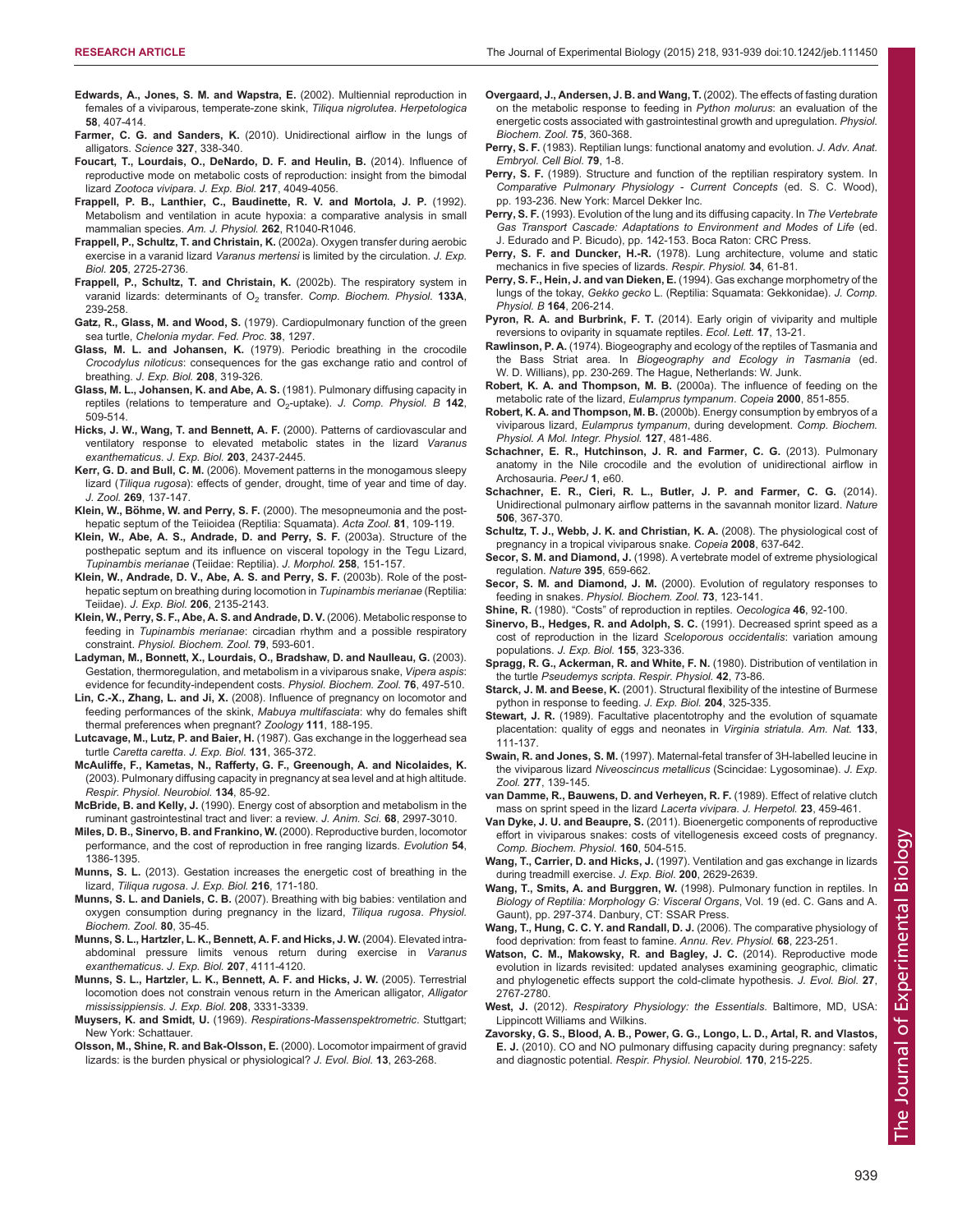**Edwards, A., Jones, S. M. and Wapstra, E.** (2002). Multiennial reproduction in females of a viviparous, temperate-zone skink, *Tiliqua nigrolutea*. *Herpetologica* **58**, 407-414.

**Farmer, C. G. and Sanders, K.** (2010). Unidirectional airflow in the lungs of alligators. *Science* **327**, 338-340.

**Foucart, T., Lourdais, O., DeNardo, D. F. and Heulin, B.** (2014). Influence of reproductive mode on metabolic costs of reproduction: insight from the bimodal lizard *Zootoca vivipara*. *J. Exp. Biol.* **217**, 4049-4056.

**Frappell, P. B., Lanthier, C., Baudinette, R. V. and Mortola, J. P.** (1992). Metabolism and ventilation in acute hypoxia: a comparative analysis in small mammalian species. *Am. J. Physiol.* **262**, R1040-R1046.

**Frappell, P., Schultz, T. and Christain, K.** (2002a). Oxygen transfer during aerobic exercise in a varanid lizard *Varanus mertensi* is limited by the circulation. *J. Exp. Biol.* **205**, 2725-2736.

**Frappell, P., Schultz, T. and Christain, K.** (2002b). The respiratory system in varanid lizards: determinants of $O_2$ transfer. *Comp. Biochem. Physiol.* **133A**, 239-258.

**Gatz, R., Glass, M. and Wood, S.** (1979). Cardiopulmonary function of the green sea turtle, *Chelonia mydar*. *Fed. Proc.* **38**, 1297.

**Glass, M. L. and Johansen, K.** (1979). Periodic breathing in the crocodile *Crocodylus niloticus*: consequences for the gas exchange ratio and control of breathing. *J. Exp. Biol.* **208**, 319-326.

**Glass, M. L., Johansen, K. and Abe, A. S.** (1981). Pulmonary diffusing capacity in reptiles (relations to temperature and $O_2$-uptake). *J. Comp. Physiol. B* **142**, 509-514.

**Hicks, J. W., Wang, T. and Bennett, A. F.** (2000). Patterns of cardiovascular and ventilatory response to elevated metabolic states in the lizard *Varanus exanthematicus*. *J. Exp. Biol.* **203**, 2437-2445.

**Kerr, G. D. and Bull, C. M.** (2006). Movement patterns in the monogamous sleepy lizard (*Tiliqua rugosa*): effects of gender, drought, time of year and time of day. *J. Zool.* **269**, 137-147.

**Klein, W., Böhme, W. and Perry, S. F.** (2000). The mesopneumonia and the post-hepatic septum of the Teiioidea (Reptilia: Squamata). *Acta Zool.* **81**, 109-119.

**Klein, W., Abe, A. S., Andrade, D. and Perry, S. F.** (2003a). Structure of the posthepatic septum and its influence on visceral topology in the Tegu Lizard, *Tupinambis merianae* (Teiidae: Reptilia). *J. Morphol.* **258**, 151-157.

**Klein, W., Andrade, D. V., Abe, A. S. and Perry, S. F.** (2003b). Role of the post-hepatic septum on breathing during locomotion in *Tupinambis merianae* (Reptilia: Teiidae). *J. Exp. Biol.* **206**, 2135-2143.

**Klein, W., Perry, S. F., Abe, A. S. and Andrade, D. V.** (2006). Metabolic response to feeding in *Tupinambis merianae*: circadian rhythm and a possible respiratory constraint. *Physiol. Biochem. Zool.* **79**, 593-601.

**Ladyman, M., Bonnett, X., Lourdais, O., Bradshaw, D. and Naulleau, G.** (2003). Gestation, thermoregulation, and metabolism in a viviparous snake, *Vipera aspis*: evidence for fecundity-independent costs. *Physiol. Biochem. Zool.* **76**, 497-510.

**Lin, C.-X., Zhang, L. and Ji, X.** (2008). Influence of pregnancy on locomotor and feeding performances of the skink, *Mabuya multifasciata*: why do females shift thermal preferences when pregnant? *Zoology* **111**, 188-195.

**Lutcavage, M., Lutz, P. and Baier, H.** (1987). Gas exchange in the loggerhead sea turtle *Caretta caretta*. *J. Exp. Biol.* **131**, 365-372.

**McAuliffe, F., Kametas, N., Rafferty, G. F., Greenough, A. and Nicolaides, K.** (2003). Pulmonary diffusing capacity in pregnancy at sea level and at high altitude. *Respir. Physiol. Neurobiol.* **134**, 85-92.

**McBride, B. and Kelly, J.** (1990). Energy cost of absorption and metabolism in the ruminant gastrointestinal tract and liver: a review. *J. Anim. Sci.* **68**, 2997-3010.

**Miles, D. B., Sinervo, B. and Frankino, W.** (2000). Reproductive burden, locomotor performance, and the cost of reproduction in free ranging lizards. *Evolution* **54**, 1386-1395.

**Munns, S. L.** (2013). Gestation increases the energetic cost of breathing in the lizard, *Tiliqua rugosa*. *J. Exp. Biol.* **216**, 171-180.

**Munns, S. L. and Daniels, C. B.** (2007). Breathing with big babies: ventilation and oxygen consumption during pregnancy in the lizard, *Tiliqua rugosa*. *Physiol. Biochem. Zool.* **80**, 35-45.

**Munns, S. L., Hartzler, L. K., Bennett, A. F. and Hicks, J. W.** (2004). Elevated intra-abdominal pressure limits venous return during exercise in *Varanus exanthematicus*. *J. Exp. Biol.* **207**, 4111-4120.

**Munns, S. L., Hartzler, L. K., Bennett, A. F. and Hicks, J. W.** (2005). Terrestrial locomotion does not constrain venous return in the American alligator, *Alligator mississippiensis*. *J. Exp. Biol.* **208**, 3331-3339.

**Muysers, K. and Smidt, U.** (1969). *Respirations-Massenspektrometric*. Stuttgart; New York: Schattauer.

**Olsson, M., Shine, R. and Bak-Olsson, E.** (2000). Locomotor impairment of gravid lizards: is the burden physical or physiological? *J. Evol. Biol.* **13**, 263-268.

**Overgaard, J., Andersen, J. B. and Wang, T.** (2002). The effects of fasting duration on the metabolic response to feeding in *Python molurus*: an evaluation of the energetic costs associated with gastrointestinal growth and upregulation. *Physiol. Biochem. Zool.* **75**, 360-368.

**Perry, S. F.** (1983). Reptilian lungs: functional anatomy and evolution. *J. Adv. Anat. Embryol. Cell Biol.* **79**, 1-8.

**Perry, S. F.** (1989). Structure and function of the reptilian respiratory system. In *Comparative Pulmonary Physiology - Current Concepts* (ed. S. C. Wood), pp. 193-236. New York: Marcel Dekker Inc.

**Perry, S. F.** (1993). Evolution of the lung and its diffusing capacity. In *The Vertebrate Gas Transport Cascade: Adaptations to Environment and Modes of Life* (ed. J. Edurado and P. Bicudo), pp. 142-153. Boca Raton: CRC Press.

**Perry, S. F. and Duncker, H.-R.** (1978). Lung architecture, volume and static mechanics in five species of lizards. *Respir. Physiol.* **34**, 61-81.

**Perry, S. F., Hein, J. and van Dieken, E.** (1994). Gas exchange morphometry of the lungs of the tokay, *Gekko gecko* L. (Reptilia: Squamata: Gekkonidae). *J. Comp. Physiol. B* **164**, 206-214.

**Pyron, R. A. and Burbrink, F. T.** (2014). Early origin of viviparity and multiple reversions to oviparity in squamate reptiles. *Ecol. Lett.* **17**, 13-21.

**Rawlinson, P. A.** (1974). Biogeography and ecology of the reptiles of Tasmania and the Bass Striat area. In *Biogeography and Ecology in Tasmania* (ed. W. D. Willians), pp. 230-269. The Hague, Netherlands: W. Junk.

**Robert, K. A. and Thompson, M. B.** (2000a). The influence of feeding on the metabolic rate of the lizard, *Eulamprus tympanum*. *Copeia* **2000**, 851-855.

**Robert, K. A. and Thompson, M. B.** (2000b). Energy consumption by embryos of a viviparous lizard, *Eulamprus tympanum*, during development. *Comp. Biochem. Physiol. A Mol. Integr. Physiol.* **127**, 481-486.

**Schachner, E. R., Hutchinson, J. R. and Farmer, C. G.** (2013). Pulmonary anatomy in the Nile crocodile and the evolution of unidirectional airflow in Archosauria. *PeerJ* **1**, e60.

**Schachner, E. R., Cieri, R. L., Butler, J. P. and Farmer, C. G.** (2014). Unidirectional pulmonary airflow patterns in the savannah monitor lizard. *Nature* **506**, 367-370.

**Schultz, T. J., Webb, J. K. and Christian, K. A.** (2008). The physiological cost of pregnancy in a tropical viviparous snake. *Copeia* **2008**, 637-642.

**Secor, S. M. and Diamond, J.** (1998). A vertebrate model of extreme physiological regulation. *Nature* **395**, 659-662.

**Secor, S. M. and Diamond, J. M.** (2000). Evolution of regulatory responses to feeding in snakes. *Physiol. Biochem. Zool.* **73**, 123-141.

**Shine, R.** (1980). "Costs" of reproduction in reptiles. *Oecologica* **46**, 92-100.

**Sinervo, B., Hedges, R. and Adolph, S. C.** (1991). Decreased sprint speed as a cost of reproduction in the lizard *Sceloporous occidentalis*: variation amoung populations. *J. Exp. Biol.* **155**, 323-336.

**Spragg, R. G., Ackerman, R. and White, F. N.** (1980). Distribution of ventilation in the turtle *Pseudemys scripta*. *Respir. Physiol.* **42**, 73-86.

**Starck, J. M. and Beese, K.** (2001). Structural flexibility of the intestine of Burmese python in response to feeding. *J. Exp. Biol.* **204**, 325-335.

**Stewart, J. R.** (1989). Facultative placentotrophy and the evolution of squamate placentation: quality of eggs and neonates in *Virginia striatula*. *Am. Nat.* **133**, 111-137.

**Swain, R. and Jones, S. M.** (1997). Maternal-fetal transfer of 3H-labelled leucine in the viviparous lizard *Niveoscincus metallicus* (Scincidae: Lygosominae). *J. Exp. Zool.* **277**, 139-145.

**van Damme, R., Bauwens, D. and Verheyen, R. F.** (1989). Effect of relative clutch mass on sprint speed in the lizard *Lacerta vivipara*. *J. Herpetol.* **23**, 459-461.

**Van Dyke, J. U. and Beaupre, S.** (2011). Bioenergetic components of reproductive effort in viviparous snakes: costs of vitellogenesis exceed costs of pregnancy. *Comp. Biochem. Physiol.* **160**, 504-515.

**Wang, T., Carrier, D. and Hicks, J.** (1997). Ventilation and gas exchange in lizards during treadmill exercise. *J. Exp. Biol.* **200**, 2629-2639.

**Wang, T., Smits, A. and Burggren, W.** (1998). Pulmonary function in reptiles. In *Biology of Reptilia: Morphology G: Visceral Organs*, Vol. 19 (ed. C. Gans and A. Gaunt), pp. 297-374. Danbury, CT: SSAR Press.

**Wang, T., Hung, C. C. Y. and Randall, D. J.** (2006). The comparative physiology of food deprivation: from feast to famine. *Annu. Rev. Physiol.* **68**, 223-251.

**Watson, C. M., Makowsky, R. and Bagley, J. C.** (2014). Reproductive mode evolution in lizards revisited: updated analyses examining geographic, climatic and phylogenetic effects support the cold-climate hypothesis. *J. Evol. Biol.* **27**, 2767-2780.

**West, J.** (2012). *Respiratory Physiology: the Essentials*. Baltimore, MD, USA: Lippincott Williams and Wilkins.

**Zavorsky, G. S., Blood, A. B., Power, G. G., Longo, L. D., Artal, R. and Vlastos, E. J.** (2010). CO and NO pulmonary diffusing capacity during pregnancy: safety and diagnostic potential. *Respir. Physiol. Neurobiol.* **170**, 215-225.